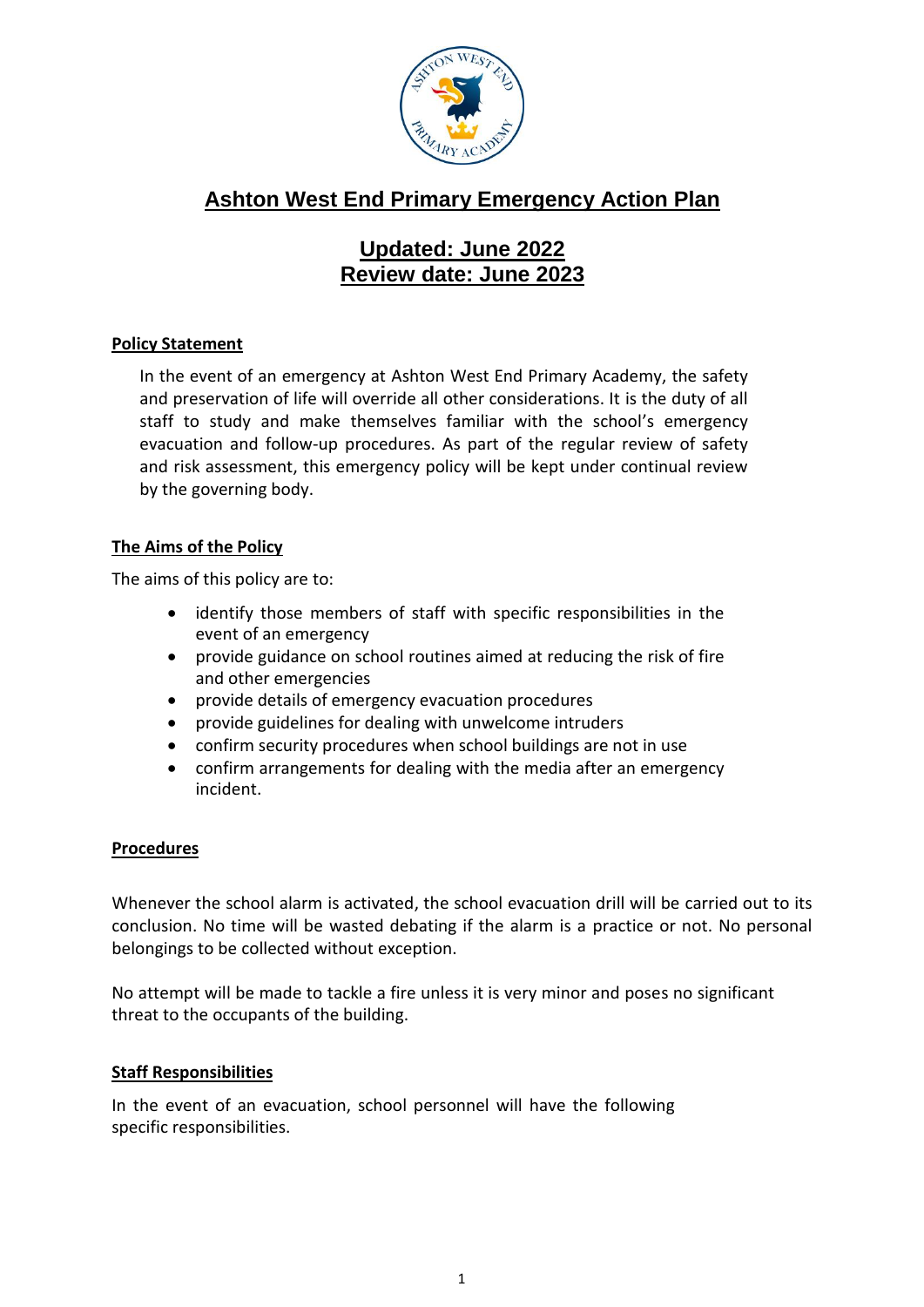# Ashton West End Primary Emergency Action Plan

## Updated: June 2022
## Review date: June 2023

### Policy Statement

In the event of an emergency at Ashton West End Primary Academy, the safety and preservation of life will override all other considerations. It is the duty of all staff to study and make themselves familiar with the school's emergency evacuation and follow-up procedures. As part of the regular review of safety and risk assessment, this emergency policy will be kept under continual review by the governing body.

### The Aims of the Policy

The aims of this policy are to:

- identify those members of staff with specific responsibilities in the event of an emergency
- provide guidance on school routines aimed at reducing the risk of fire and other emergencies
- provide details of emergency evacuation procedures
- provide guidelines for dealing with unwelcome intruders
- confirm security procedures when school buildings are not in use
- confirm arrangements for dealing with the media after an emergency incident.

### Procedures

Whenever the school alarm is activated, the school evacuation drill will be carried out to its conclusion. No time will be wasted debating if the alarm is a practice or not. No personal belongings to be collected without exception.

No attempt will be made to tackle a fire unless it is very minor and poses no significant threat to the occupants of the building.

### Staff Responsibilities

In the event of an evacuation, school personnel will have the following specific responsibilities.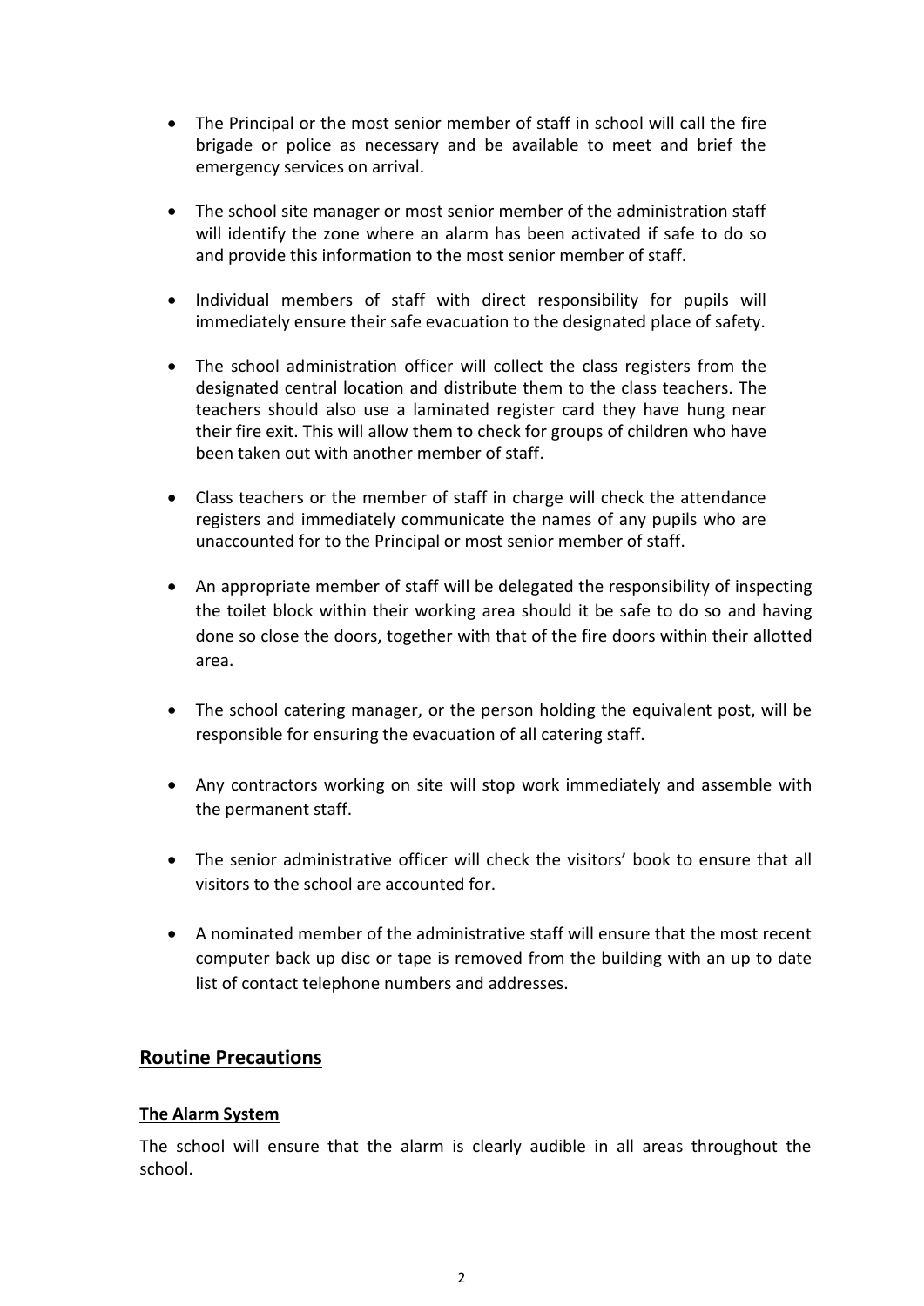- The Principal or the most senior member of staff in school will call the fire brigade or police as necessary and be available to meet and brief the emergency services on arrival.

- The school site manager or most senior member of the administration staff will identify the zone where an alarm has been activated if safe to do so and provide this information to the most senior member of staff.

- Individual members of staff with direct responsibility for pupils will immediately ensure their safe evacuation to the designated place of safety.

- The school administration officer will collect the class registers from the designated central location and distribute them to the class teachers. The teachers should also use a laminated register card they have hung near their fire exit. This will allow them to check for groups of children who have been taken out with another member of staff.

- Class teachers or the member of staff in charge will check the attendance registers and immediately communicate the names of any pupils who are unaccounted for to the Principal or most senior member of staff.

- An appropriate member of staff will be delegated the responsibility of inspecting the toilet block within their working area should it be safe to do so and having done so close the doors, together with that of the fire doors within their allotted area.

- The school catering manager, or the person holding the equivalent post, will be responsible for ensuring the evacuation of all catering staff.

- Any contractors working on site will stop work immediately and assemble with the permanent staff.

- The senior administrative officer will check the visitors' book to ensure that all visitors to the school are accounted for.

- A nominated member of the administrative staff will ensure that the most recent computer back up disc or tape is removed from the building with an up to date list of contact telephone numbers and addresses.

## Routine Precautions

### The Alarm System

The school will ensure that the alarm is clearly audible in all areas throughout the school.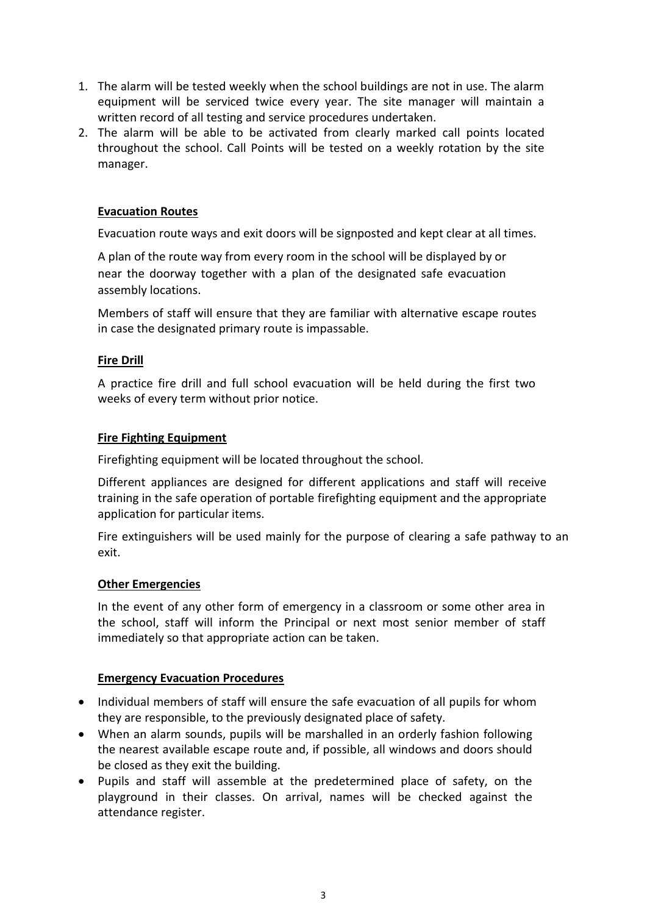1. The alarm will be tested weekly when the school buildings are not in use. The alarm equipment will be serviced twice every year. The site manager will maintain a written record of all testing and service procedures undertaken.
2. The alarm will be able to be activated from clearly marked call points located throughout the school. Call Points will be tested on a weekly rotation by the site manager.

**Evacuation Routes**

Evacuation route ways and exit doors will be signposted and kept clear at all times.

A plan of the route way from every room in the school will be displayed by or near the doorway together with a plan of the designated safe evacuation assembly locations.

Members of staff will ensure that they are familiar with alternative escape routes in case the designated primary route is impassable.

**Fire Drill**

A practice fire drill and full school evacuation will be held during the first two weeks of every term without prior notice.

**Fire Fighting Equipment**

Firefighting equipment will be located throughout the school.

Different appliances are designed for different applications and staff will receive training in the safe operation of portable firefighting equipment and the appropriate application for particular items.

Fire extinguishers will be used mainly for the purpose of clearing a safe pathway to an exit.

**Other Emergencies**

In the event of any other form of emergency in a classroom or some other area in the school, staff will inform the Principal or next most senior member of staff immediately so that appropriate action can be taken.

**Emergency Evacuation Procedures**

- Individual members of staff will ensure the safe evacuation of all pupils for whom they are responsible, to the previously designated place of safety.
- When an alarm sounds, pupils will be marshalled in an orderly fashion following the nearest available escape route and, if possible, all windows and doors should be closed as they exit the building.
- Pupils and staff will assemble at the predetermined place of safety, on the playground in their classes. On arrival, names will be checked against the attendance register.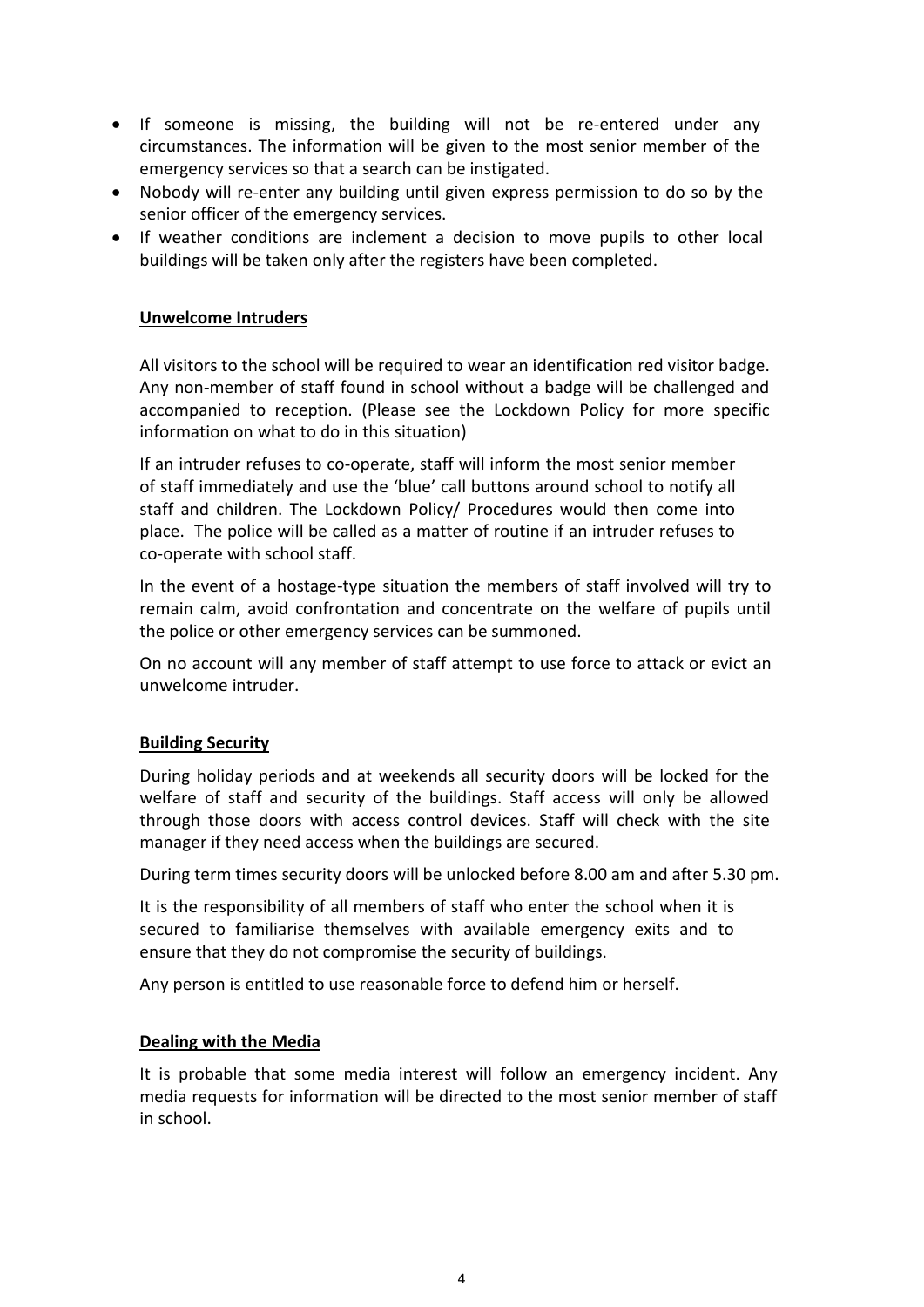- If someone is missing, the building will not be re-entered under any circumstances. The information will be given to the most senior member of the emergency services so that a search can be instigated.
- Nobody will re-enter any building until given express permission to do so by the senior officer of the emergency services.
- If weather conditions are inclement a decision to move pupils to other local buildings will be taken only after the registers have been completed.

**Unwelcome Intruders**

All visitors to the school will be required to wear an identification red visitor badge. Any non-member of staff found in school without a badge will be challenged and accompanied to reception. (Please see the Lockdown Policy for more specific information on what to do in this situation)

If an intruder refuses to co-operate, staff will inform the most senior member of staff immediately and use the 'blue' call buttons around school to notify all staff and children. The Lockdown Policy/ Procedures would then come into place. The police will be called as a matter of routine if an intruder refuses to co-operate with school staff.

In the event of a hostage-type situation the members of staff involved will try to remain calm, avoid confrontation and concentrate on the welfare of pupils until the police or other emergency services can be summoned.

On no account will any member of staff attempt to use force to attack or evict an unwelcome intruder.

**Building Security**

During holiday periods and at weekends all security doors will be locked for the welfare of staff and security of the buildings. Staff access will only be allowed through those doors with access control devices. Staff will check with the site manager if they need access when the buildings are secured.

During term times security doors will be unlocked before 8.00 am and after 5.30 pm.

It is the responsibility of all members of staff who enter the school when it is secured to familiarise themselves with available emergency exits and to ensure that they do not compromise the security of buildings.

Any person is entitled to use reasonable force to defend him or herself.

**Dealing with the Media**

It is probable that some media interest will follow an emergency incident. Any media requests for information will be directed to the most senior member of staff in school.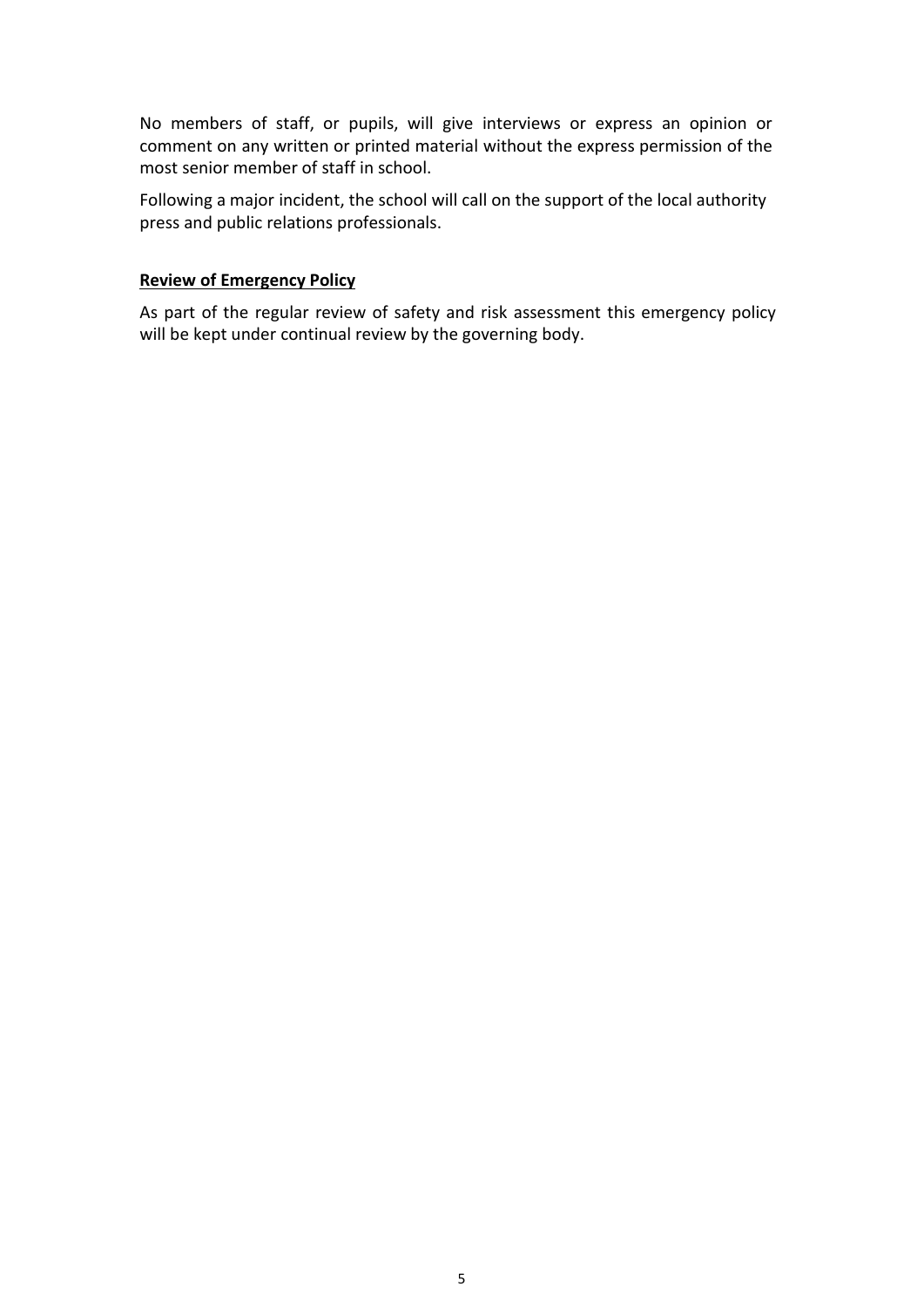No members of staff, or pupils, will give interviews or express an opinion or comment on any written or printed material without the express permission of the most senior member of staff in school.

Following a major incident, the school will call on the support of the local authority press and public relations professionals.

## Review of Emergency Policy

As part of the regular review of safety and risk assessment this emergency policy will be kept under continual review by the governing body.